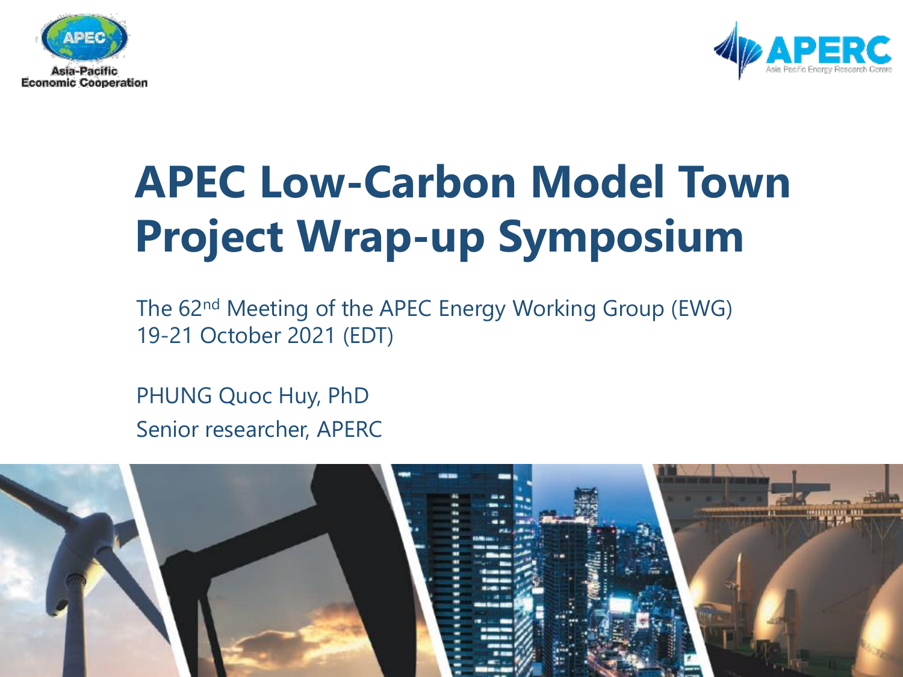# APEC Low-Carbon Model Town Project Wrap-up Symposium

The 62nd Meeting of the APEC Energy Working Group (EWG)
19-21 October 2021 (EDT)

PHUNG Quoc Huy, PhD
Senior researcher, APERC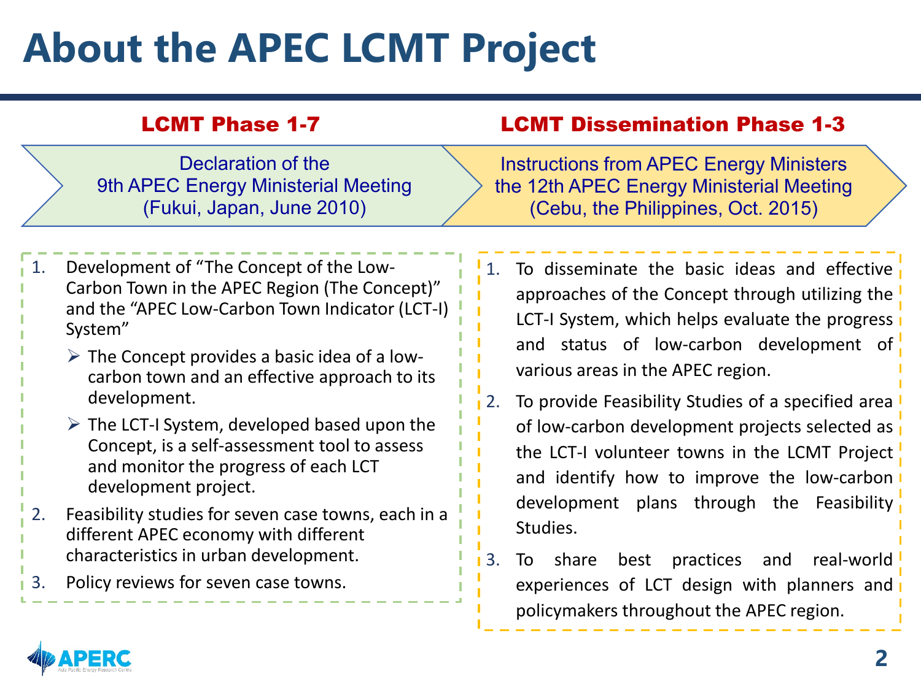# About the APEC LCMT Project

## LCMT Phase 1-7

Declaration of the 9th APEC Energy Ministerial Meeting (Fukui, Japan, June 2010)

1. Development of "The Concept of the Low-Carbon Town in the APEC Region (The Concept)" and the "APEC Low-Carbon Town Indicator (LCT-I) System"
   - The Concept provides a basic idea of a low-carbon town and an effective approach to its development.
   - The LCT-I System, developed based upon the Concept, is a self-assessment tool to assess and monitor the progress of each LCT development project.
2. Feasibility studies for seven case towns, each in a different APEC economy with different characteristics in urban development.
3. Policy reviews for seven case towns.

## LCMT Dissemination Phase 1-3

Instructions from APEC Energy Ministers the 12th APEC Energy Ministerial Meeting (Cebu, the Philippines, Oct. 2015)

1. To disseminate the basic ideas and effective approaches of the Concept through utilizing the LCT-I System, which helps evaluate the progress and status of low-carbon development of various areas in the APEC region.
2. To provide Feasibility Studies of a specified area of low-carbon development projects selected as the LCT-I volunteer towns in the LCMT Project and identify how to improve the low-carbon development plans through the Feasibility Studies.
3. To share best practices and real-world experiences of LCT design with planners and policymakers throughout the APEC region.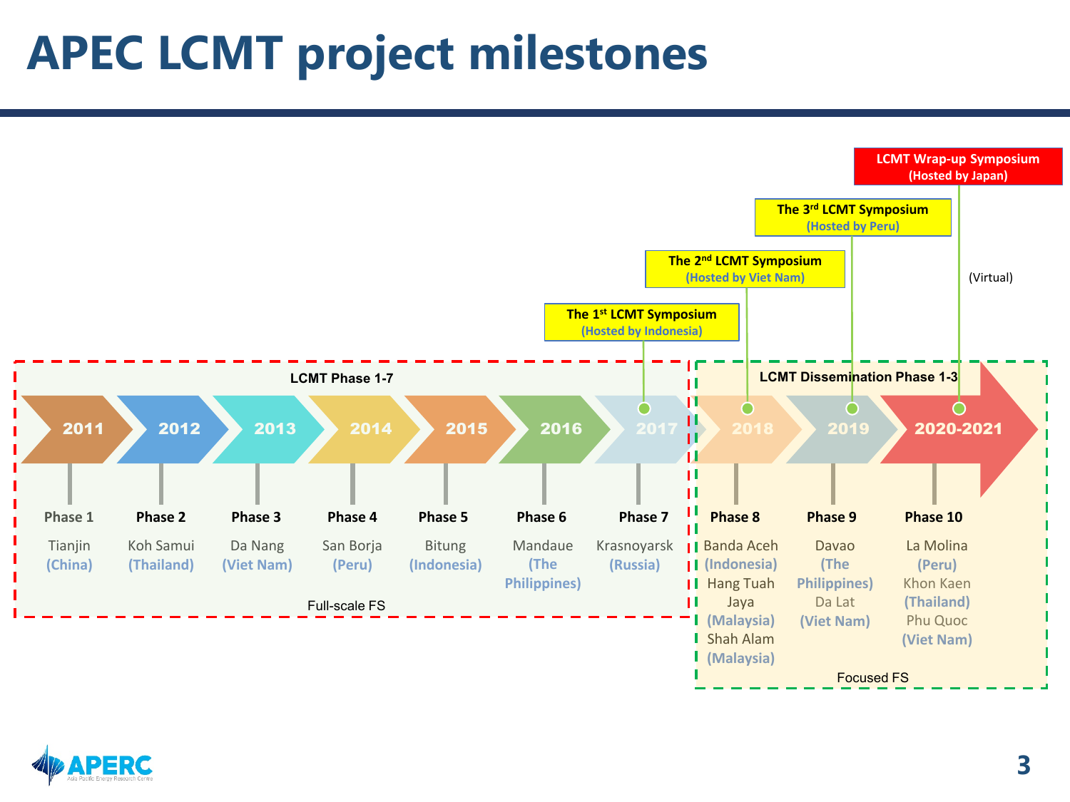# APEC LCMT project milestones

**LCMT Wrap-up Symposium** (Hosted by Japan) (Virtual)

**The 3rd LCMT Symposium** (Hosted by Peru)

**The 2nd LCMT Symposium** (Hosted by Viet Nam)

**The 1st LCMT Symposium** (Hosted by Indonesia)

**LCMT Phase 1-7** — Full-scale FS

| Year | Phase | Location |
| --- | --- | --- |
| 2011 | Phase 1 | Tianjin (China) |
| 2012 | Phase 2 | Koh Samui (Thailand) |
| 2013 | Phase 3 | Da Nang (Viet Nam) |
| 2014 | Phase 4 | San Borja (Peru) |
| 2015 | Phase 5 | Bitung (Indonesia) |
| 2016 | Phase 6 | Mandaue (The Philippines) |
| 2017 | Phase 7 | Krasnoyarsk (Russia) |

**LCMT Dissemination Phase 1-3** — Focused FS

| Year | Phase | Location |
| --- | --- | --- |
| 2018 | Phase 8 | Banda Aceh (Indonesia), Hang Tuah Jaya (Malaysia), Shah Alam (Malaysia) |
| 2019 | Phase 9 | Davao (The Philippines), Da Lat (Viet Nam) |
| 2020-2021 | Phase 10 | La Molina (Peru), Khon Kaen (Thailand), Phu Quoc (Viet Nam) |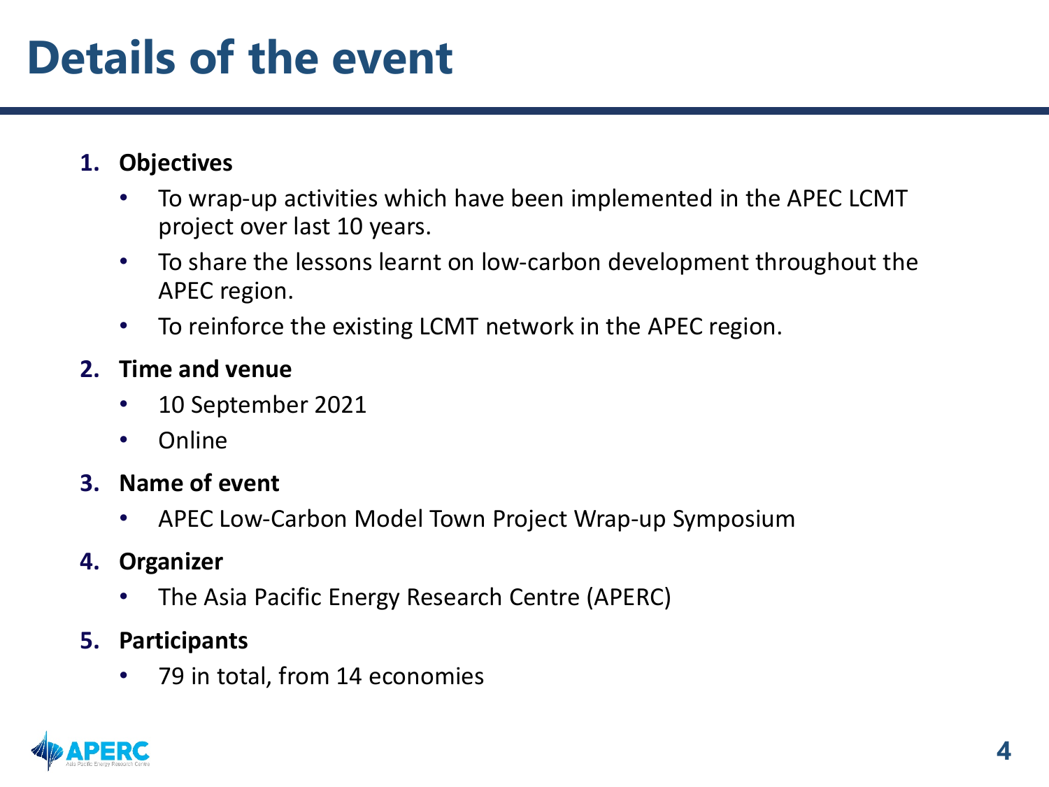# Details of the event

1. **Objectives**
   - To wrap-up activities which have been implemented in the APEC LCMT project over last 10 years.
   - To share the lessons learnt on low-carbon development throughout the APEC region.
   - To reinforce the existing LCMT network in the APEC region.
2. **Time and venue**
   - 10 September 2021
   - Online
3. **Name of event**
   - APEC Low-Carbon Model Town Project Wrap-up Symposium
4. **Organizer**
   - The Asia Pacific Energy Research Centre (APERC)
5. **Participants**
   - 79 in total, from 14 economies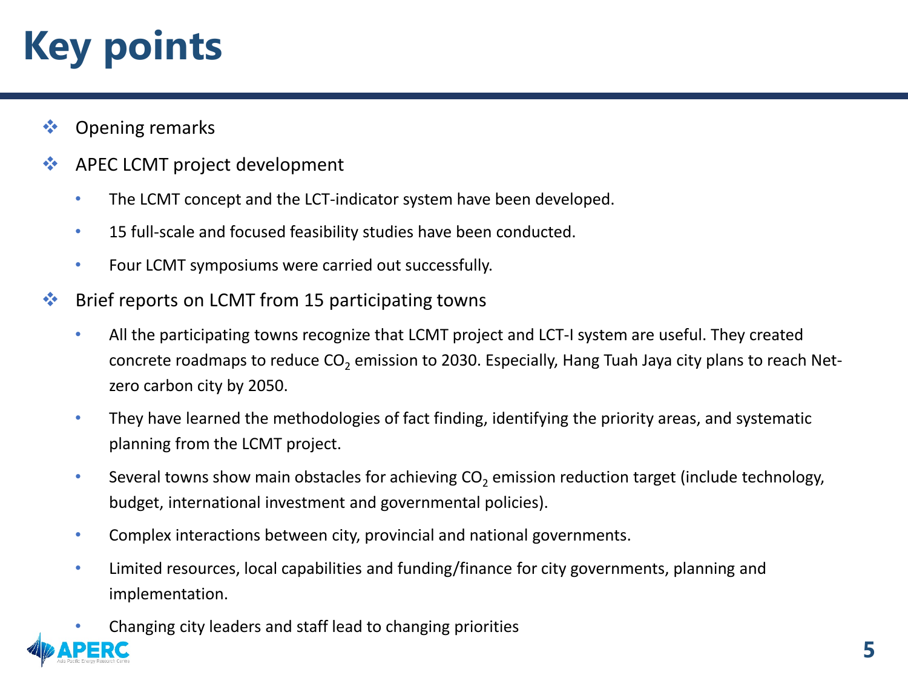# Key points

- Opening remarks
- APEC LCMT project development
  - The LCMT concept and the LCT-indicator system have been developed.
  - 15 full-scale and focused feasibility studies have been conducted.
  - Four LCMT symposiums were carried out successfully.
- Brief reports on LCMT from 15 participating towns
  - All the participating towns recognize that LCMT project and LCT-I system are useful. They created concrete roadmaps to reduce $CO_2$ emission to 2030. Especially, Hang Tuah Jaya city plans to reach Net-zero carbon city by 2050.
  - They have learned the methodologies of fact finding, identifying the priority areas, and systematic planning from the LCMT project.
  - Several towns show main obstacles for achieving $CO_2$ emission reduction target (include technology, budget, international investment and governmental policies).
  - Complex interactions between city, provincial and national governments.
  - Limited resources, local capabilities and funding/finance for city governments, planning and implementation.
  - Changing city leaders and staff lead to changing priorities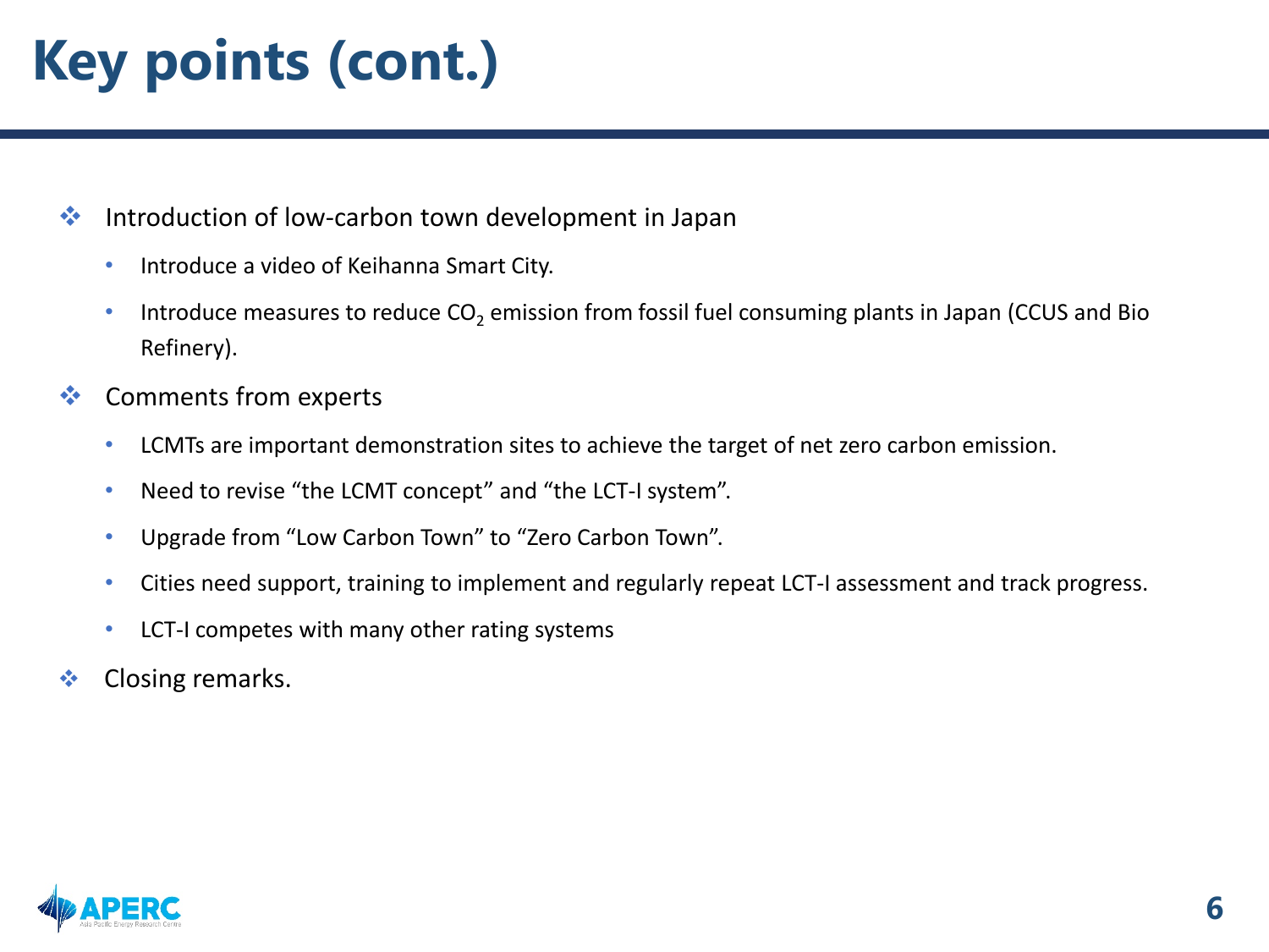# Key points (cont.)

- Introduction of low-carbon town development in Japan
  - Introduce a video of Keihanna Smart City.
  - Introduce measures to reduce $CO_2$ emission from fossil fuel consuming plants in Japan (CCUS and Bio Refinery).
- Comments from experts
  - LCMTs are important demonstration sites to achieve the target of net zero carbon emission.
  - Need to revise "the LCMT concept" and "the LCT-I system".
  - Upgrade from "Low Carbon Town" to "Zero Carbon Town".
  - Cities need support, training to implement and regularly repeat LCT-I assessment and track progress.
  - LCT-I competes with many other rating systems
- Closing remarks.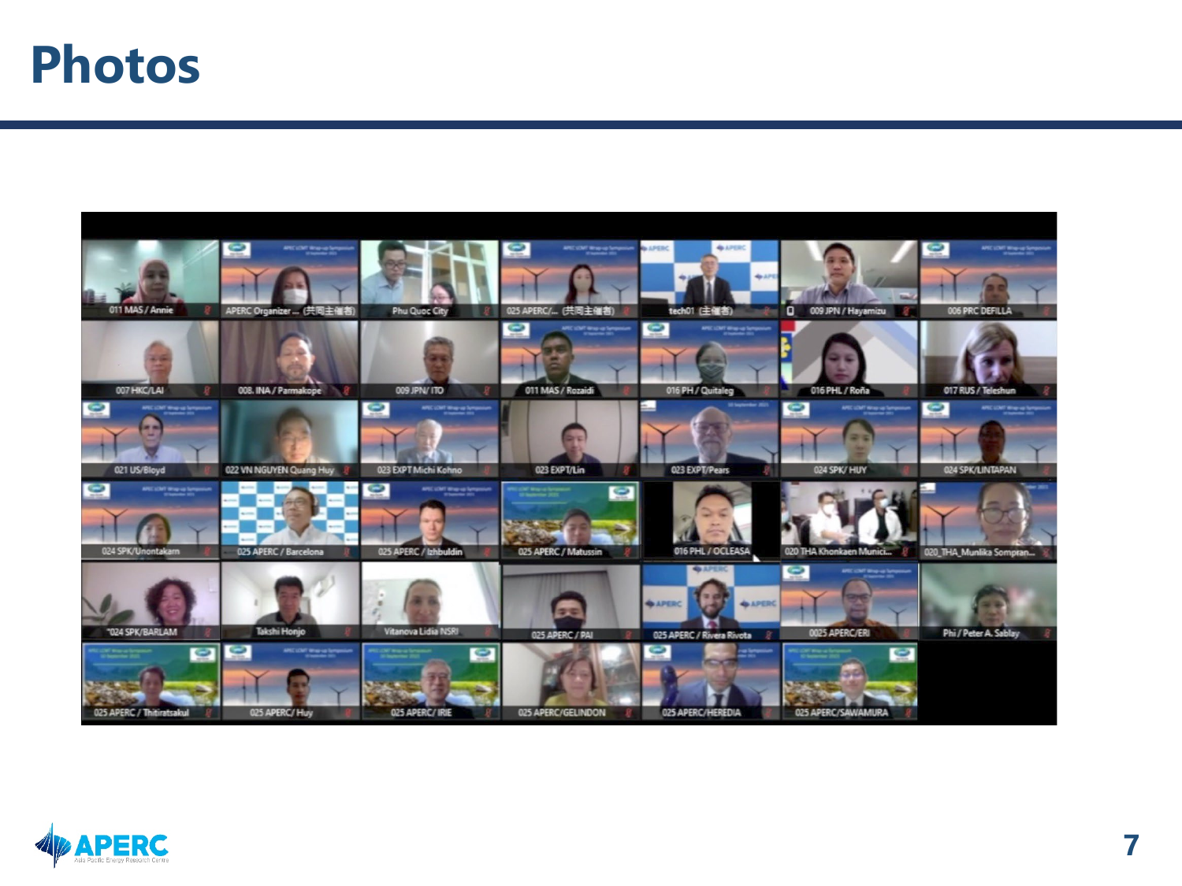# Photos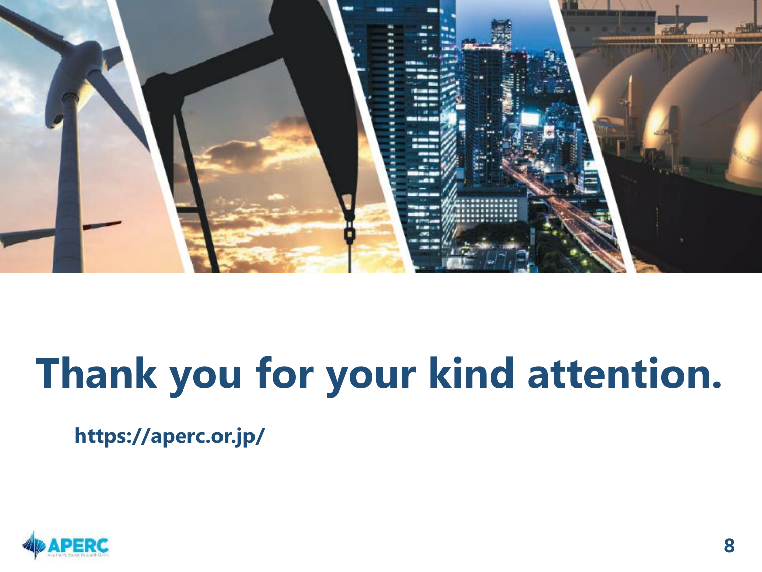# Thank you for your kind attention.

https://aperc.or.jp/